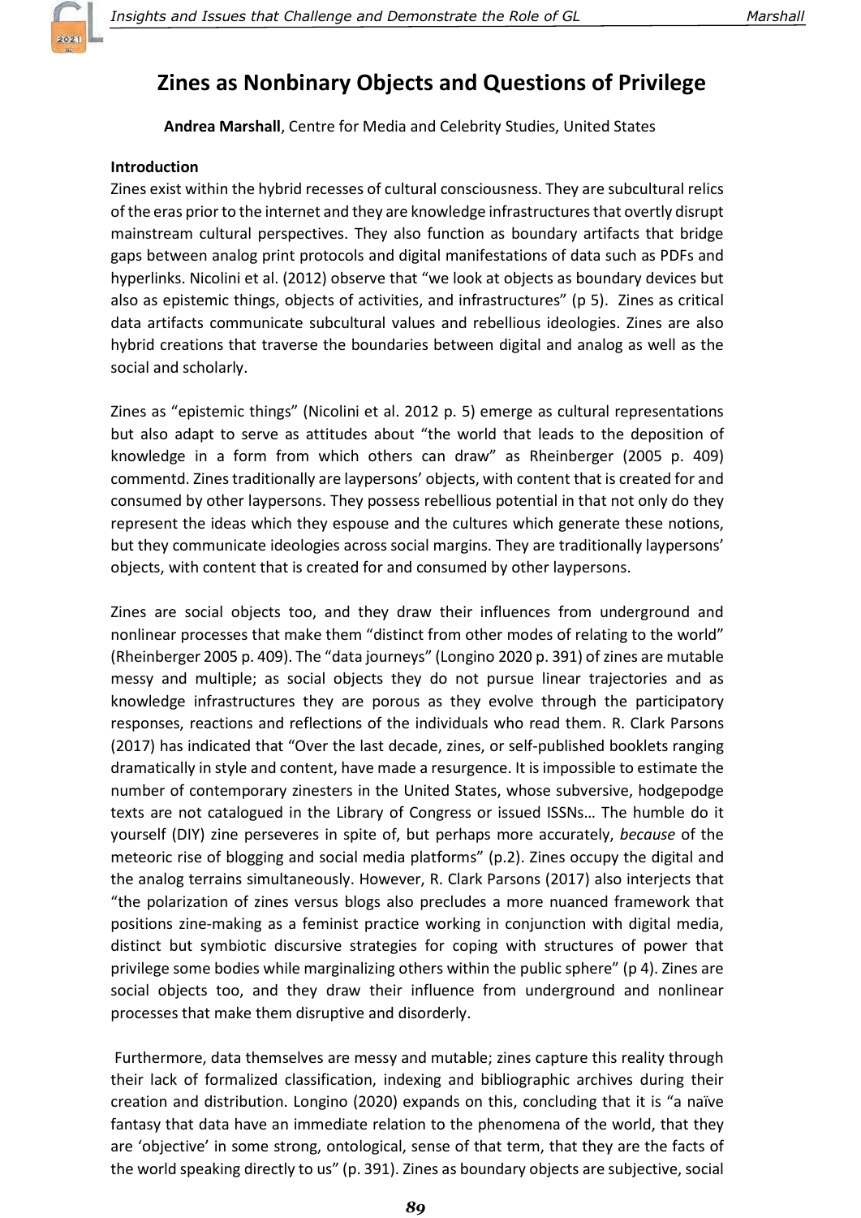# Zines as Nonbinary Objects and Questions of Privilege

**Andrea Marshall**, Centre for Media and Celebrity Studies, United States

**Introduction**

Zines exist within the hybrid recesses of cultural consciousness. They are subcultural relics of the eras prior to the internet and they are knowledge infrastructures that overtly disrupt mainstream cultural perspectives. They also function as boundary artifacts that bridge gaps between analog print protocols and digital manifestations of data such as PDFs and hyperlinks. Nicolini et al. (2012) observe that "we look at objects as boundary devices but also as epistemic things, objects of activities, and infrastructures" (p 5). Zines as critical data artifacts communicate subcultural values and rebellious ideologies. Zines are also hybrid creations that traverse the boundaries between digital and analog as well as the social and scholarly.

Zines as "epistemic things" (Nicolini et al. 2012 p. 5) emerge as cultural representations but also adapt to serve as attitudes about "the world that leads to the deposition of knowledge in a form from which others can draw" as Rheinberger (2005 p. 409) commentd. Zines traditionally are laypersons' objects, with content that is created for and consumed by other laypersons. They possess rebellious potential in that not only do they represent the ideas which they espouse and the cultures which generate these notions, but they communicate ideologies across social margins. They are traditionally laypersons' objects, with content that is created for and consumed by other laypersons.

Zines are social objects too, and they draw their influences from underground and nonlinear processes that make them "distinct from other modes of relating to the world" (Rheinberger 2005 p. 409). The "data journeys" (Longino 2020 p. 391) of zines are mutable messy and multiple; as social objects they do not pursue linear trajectories and as knowledge infrastructures they are porous as they evolve through the participatory responses, reactions and reflections of the individuals who read them. R. Clark Parsons (2017) has indicated that "Over the last decade, zines, or self-published booklets ranging dramatically in style and content, have made a resurgence. It is impossible to estimate the number of contemporary zinesters in the United States, whose subversive, hodgepodge texts are not catalogued in the Library of Congress or issued ISSNs… The humble do it yourself (DIY) zine perseveres in spite of, but perhaps more accurately, *because* of the meteoric rise of blogging and social media platforms" (p.2). Zines occupy the digital and the analog terrains simultaneously. However, R. Clark Parsons (2017) also interjects that "the polarization of zines versus blogs also precludes a more nuanced framework that positions zine-making as a feminist practice working in conjunction with digital media, distinct but symbiotic discursive strategies for coping with structures of power that privilege some bodies while marginalizing others within the public sphere" (p 4). Zines are social objects too, and they draw their influence from underground and nonlinear processes that make them disruptive and disorderly.

Furthermore, data themselves are messy and mutable; zines capture this reality through their lack of formalized classification, indexing and bibliographic archives during their creation and distribution. Longino (2020) expands on this, concluding that it is "a naïve fantasy that data have an immediate relation to the phenomena of the world, that they are 'objective' in some strong, ontological, sense of that term, that they are the facts of the world speaking directly to us" (p. 391). Zines as boundary objects are subjective, social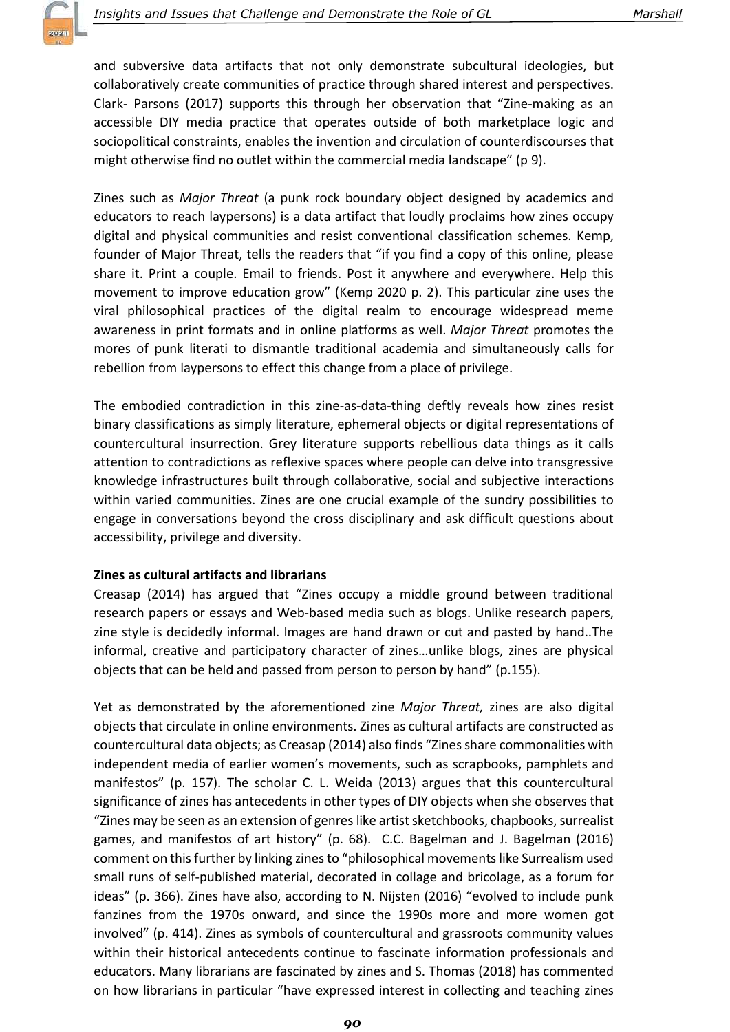and subversive data artifacts that not only demonstrate subcultural ideologies, but collaboratively create communities of practice through shared interest and perspectives. Clark- Parsons (2017) supports this through her observation that "Zine-making as an accessible DIY media practice that operates outside of both marketplace logic and sociopolitical constraints, enables the invention and circulation of counterdiscourses that might otherwise find no outlet within the commercial media landscape" (p 9).

Zines such as *Major Threat* (a punk rock boundary object designed by academics and educators to reach laypersons) is a data artifact that loudly proclaims how zines occupy digital and physical communities and resist conventional classification schemes. Kemp, founder of Major Threat, tells the readers that "if you find a copy of this online, please share it. Print a couple. Email to friends. Post it anywhere and everywhere. Help this movement to improve education grow" (Kemp 2020 p. 2). This particular zine uses the viral philosophical practices of the digital realm to encourage widespread meme awareness in print formats and in online platforms as well. *Major Threat* promotes the mores of punk literati to dismantle traditional academia and simultaneously calls for rebellion from laypersons to effect this change from a place of privilege.

The embodied contradiction in this zine-as-data-thing deftly reveals how zines resist binary classifications as simply literature, ephemeral objects or digital representations of countercultural insurrection. Grey literature supports rebellious data things as it calls attention to contradictions as reflexive spaces where people can delve into transgressive knowledge infrastructures built through collaborative, social and subjective interactions within varied communities. Zines are one crucial example of the sundry possibilities to engage in conversations beyond the cross disciplinary and ask difficult questions about accessibility, privilege and diversity.

**Zines as cultural artifacts and librarians**

Creasap (2014) has argued that "Zines occupy a middle ground between traditional research papers or essays and Web-based media such as blogs. Unlike research papers, zine style is decidedly informal. Images are hand drawn or cut and pasted by hand..The informal, creative and participatory character of zines…unlike blogs, zines are physical objects that can be held and passed from person to person by hand" (p.155).

Yet as demonstrated by the aforementioned zine *Major Threat,* zines are also digital objects that circulate in online environments. Zines as cultural artifacts are constructed as countercultural data objects; as Creasap (2014) also finds "Zines share commonalities with independent media of earlier women's movements, such as scrapbooks, pamphlets and manifestos" (p. 157). The scholar C. L. Weida (2013) argues that this countercultural significance of zines has antecedents in other types of DIY objects when she observes that "Zines may be seen as an extension of genres like artist sketchbooks, chapbooks, surrealist games, and manifestos of art history" (p. 68). C.C. Bagelman and J. Bagelman (2016) comment on this further by linking zines to "philosophical movements like Surrealism used small runs of self-published material, decorated in collage and bricolage, as a forum for ideas" (p. 366). Zines have also, according to N. Nijsten (2016) "evolved to include punk fanzines from the 1970s onward, and since the 1990s more and more women got involved" (p. 414). Zines as symbols of countercultural and grassroots community values within their historical antecedents continue to fascinate information professionals and educators. Many librarians are fascinated by zines and S. Thomas (2018) has commented on how librarians in particular "have expressed interest in collecting and teaching zines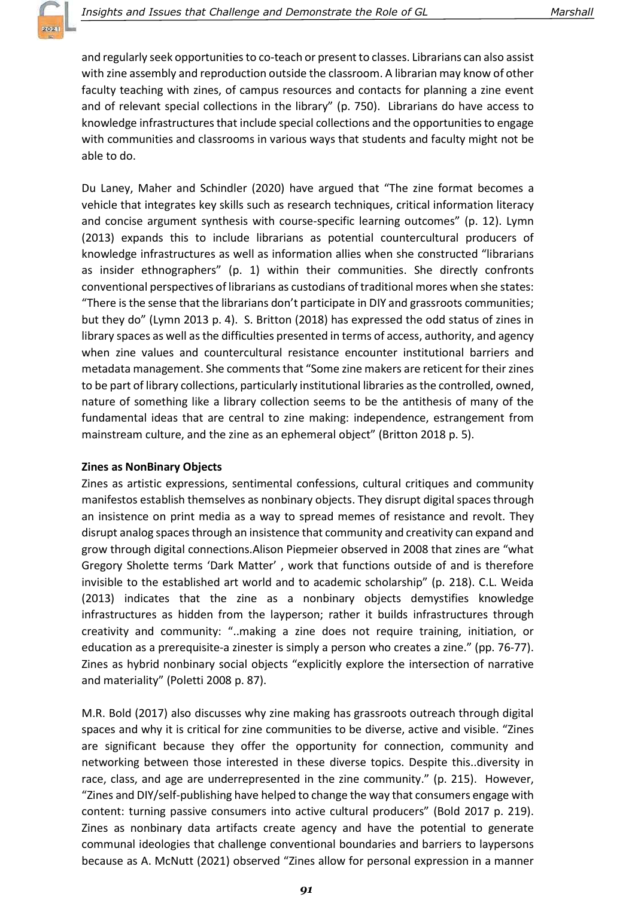and regularly seek opportunities to co-teach or present to classes. Librarians can also assist with zine assembly and reproduction outside the classroom. A librarian may know of other faculty teaching with zines, of campus resources and contacts for planning a zine event and of relevant special collections in the library" (p. 750). Librarians do have access to knowledge infrastructures that include special collections and the opportunities to engage with communities and classrooms in various ways that students and faculty might not be able to do.

Du Laney, Maher and Schindler (2020) have argued that "The zine format becomes a vehicle that integrates key skills such as research techniques, critical information literacy and concise argument synthesis with course-specific learning outcomes" (p. 12). Lymn (2013) expands this to include librarians as potential countercultural producers of knowledge infrastructures as well as information allies when she constructed "librarians as insider ethnographers" (p. 1) within their communities. She directly confronts conventional perspectives of librarians as custodians of traditional mores when she states: "There is the sense that the librarians don't participate in DIY and grassroots communities; but they do" (Lymn 2013 p. 4). S. Britton (2018) has expressed the odd status of zines in library spaces as well as the difficulties presented in terms of access, authority, and agency when zine values and countercultural resistance encounter institutional barriers and metadata management. She comments that "Some zine makers are reticent for their zines to be part of library collections, particularly institutional libraries as the controlled, owned, nature of something like a library collection seems to be the antithesis of many of the fundamental ideas that are central to zine making: independence, estrangement from mainstream culture, and the zine as an ephemeral object" (Britton 2018 p. 5).

**Zines as NonBinary Objects**

Zines as artistic expressions, sentimental confessions, cultural critiques and community manifestos establish themselves as nonbinary objects. They disrupt digital spaces through an insistence on print media as a way to spread memes of resistance and revolt. They disrupt analog spaces through an insistence that community and creativity can expand and grow through digital connections.Alison Piepmeier observed in 2008 that zines are "what Gregory Sholette terms 'Dark Matter' , work that functions outside of and is therefore invisible to the established art world and to academic scholarship" (p. 218). C.L. Weida (2013) indicates that the zine as a nonbinary objects demystifies knowledge infrastructures as hidden from the layperson; rather it builds infrastructures through creativity and community: "..making a zine does not require training, initiation, or education as a prerequisite-a zinester is simply a person who creates a zine." (pp. 76-77). Zines as hybrid nonbinary social objects "explicitly explore the intersection of narrative and materiality" (Poletti 2008 p. 87).

M.R. Bold (2017) also discusses why zine making has grassroots outreach through digital spaces and why it is critical for zine communities to be diverse, active and visible. "Zines are significant because they offer the opportunity for connection, community and networking between those interested in these diverse topics. Despite this..diversity in race, class, and age are underrepresented in the zine community." (p. 215). However, "Zines and DIY/self-publishing have helped to change the way that consumers engage with content: turning passive consumers into active cultural producers" (Bold 2017 p. 219). Zines as nonbinary data artifacts create agency and have the potential to generate communal ideologies that challenge conventional boundaries and barriers to laypersons because as A. McNutt (2021) observed "Zines allow for personal expression in a manner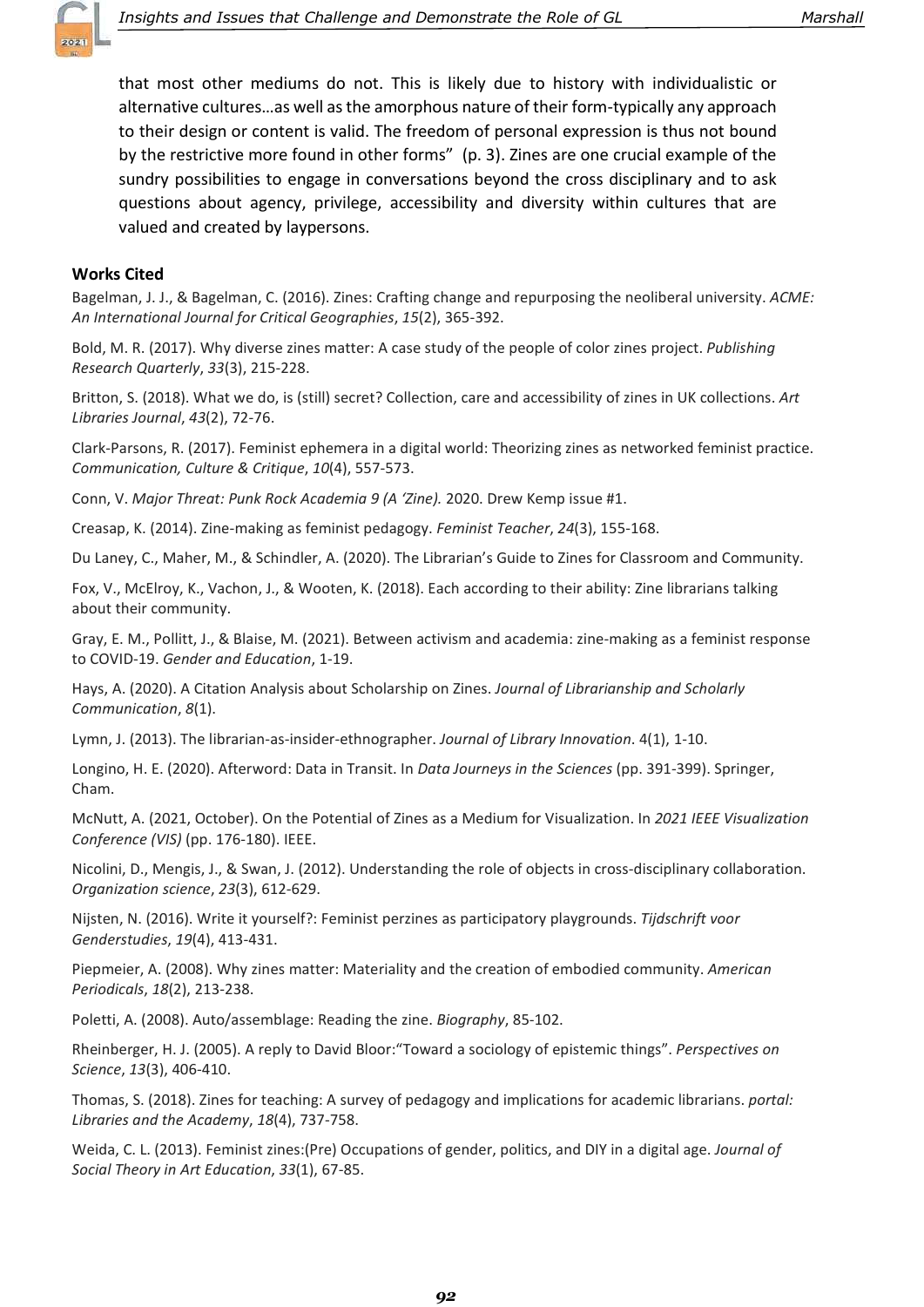that most other mediums do not. This is likely due to history with individualistic or alternative cultures…as well as the amorphous nature of their form-typically any approach to their design or content is valid. The freedom of personal expression is thus not bound by the restrictive more found in other forms" (p. 3). Zines are one crucial example of the sundry possibilities to engage in conversations beyond the cross disciplinary and to ask questions about agency, privilege, accessibility and diversity within cultures that are valued and created by laypersons.

### Works Cited

Bagelman, J. J., & Bagelman, C. (2016). Zines: Crafting change and repurposing the neoliberal university. *ACME: An International Journal for Critical Geographies*, *15*(2), 365-392.

Bold, M. R. (2017). Why diverse zines matter: A case study of the people of color zines project. *Publishing Research Quarterly*, *33*(3), 215-228.

Britton, S. (2018). What we do, is (still) secret? Collection, care and accessibility of zines in UK collections. *Art Libraries Journal*, *43*(2), 72-76.

Clark-Parsons, R. (2017). Feminist ephemera in a digital world: Theorizing zines as networked feminist practice. *Communication, Culture & Critique*, *10*(4), 557-573.

Conn, V. *Major Threat: Punk Rock Academia 9 (A 'Zine).* 2020. Drew Kemp issue #1.

Creasap, K. (2014). Zine-making as feminist pedagogy. *Feminist Teacher*, *24*(3), 155-168.

Du Laney, C., Maher, M., & Schindler, A. (2020). The Librarian's Guide to Zines for Classroom and Community.

Fox, V., McElroy, K., Vachon, J., & Wooten, K. (2018). Each according to their ability: Zine librarians talking about their community.

Gray, E. M., Pollitt, J., & Blaise, M. (2021). Between activism and academia: zine-making as a feminist response to COVID-19. *Gender and Education*, 1-19.

Hays, A. (2020). A Citation Analysis about Scholarship on Zines. *Journal of Librarianship and Scholarly Communication*, *8*(1).

Lymn, J. (2013). The librarian-as-insider-ethnographer. *Journal of Library Innovation*. 4(1), 1-10.

Longino, H. E. (2020). Afterword: Data in Transit. In *Data Journeys in the Sciences* (pp. 391-399). Springer, Cham.

McNutt, A. (2021, October). On the Potential of Zines as a Medium for Visualization. In *2021 IEEE Visualization Conference (VIS)* (pp. 176-180). IEEE.

Nicolini, D., Mengis, J., & Swan, J. (2012). Understanding the role of objects in cross-disciplinary collaboration. *Organization science*, *23*(3), 612-629.

Nijsten, N. (2016). Write it yourself?: Feminist perzines as participatory playgrounds. *Tijdschrift voor Genderstudies*, *19*(4), 413-431.

Piepmeier, A. (2008). Why zines matter: Materiality and the creation of embodied community. *American Periodicals*, *18*(2), 213-238.

Poletti, A. (2008). Auto/assemblage: Reading the zine. *Biography*, 85-102.

Rheinberger, H. J. (2005). A reply to David Bloor:"Toward a sociology of epistemic things". *Perspectives on Science*, *13*(3), 406-410.

Thomas, S. (2018). Zines for teaching: A survey of pedagogy and implications for academic librarians. *portal: Libraries and the Academy*, *18*(4), 737-758.

Weida, C. L. (2013). Feminist zines:(Pre) Occupations of gender, politics, and DIY in a digital age. *Journal of Social Theory in Art Education*, *33*(1), 67-85.